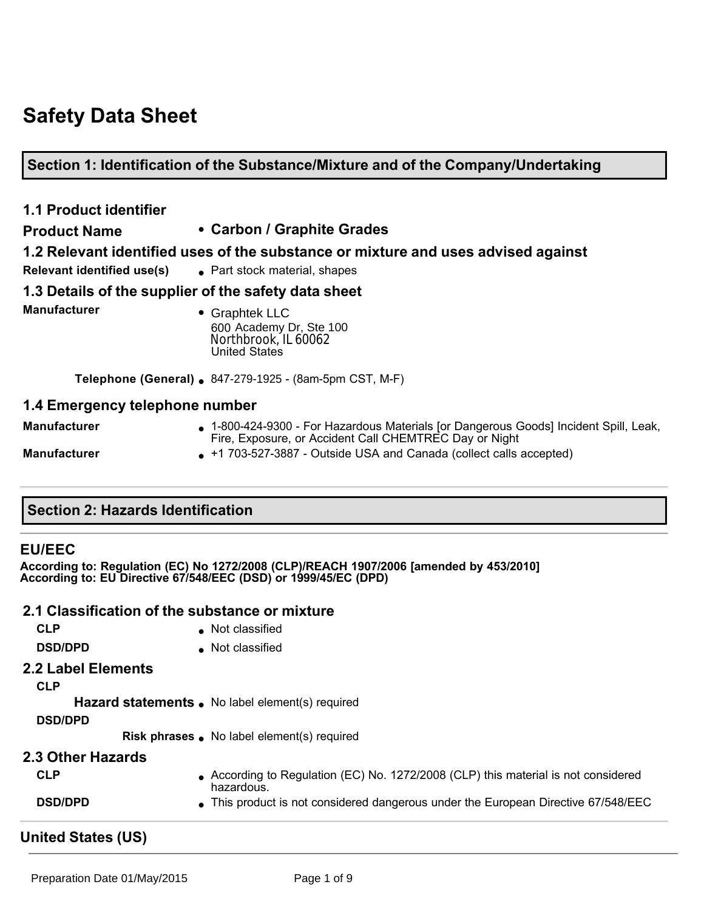# Safety Data Sheet

## Section 1: Identification of the Substance/Mixture and of the Company/Undertaking

### 1.1 Product identifier

**Product Name**
- **Carbon / Graphite Grades**

### 1.2 Relevant identified uses of the substance or mixture and uses advised against

**Relevant identified use(s)**
- Part stock material, shapes

### 1.3 Details of the supplier of the safety data sheet

**Manufacturer**
- Graphtek LLC
  600 Academy Dr, Ste 100
  Northbrook, IL 60062
  United States

**Telephone (General)**
- 847-279-1925 - (8am-5pm CST, M-F)

### 1.4 Emergency telephone number

**Manufacturer**
- 1-800-424-9300 - For Hazardous Materials [or Dangerous Goods] Incident Spill, Leak, Fire, Exposure, or Accident Call CHEMTREC Day or Night

**Manufacturer**
- +1 703-527-3887 - Outside USA and Canada (collect calls accepted)

## Section 2: Hazards Identification

### EU/EEC

**According to: Regulation (EC) No 1272/2008 (CLP)/REACH 1907/2006 [amended by 453/2010]**
**According to: EU Directive 67/548/EEC (DSD) or 1999/45/EC (DPD)**

### 2.1 Classification of the substance or mixture

**CLP**
- Not classified

**DSD/DPD**
- Not classified

### 2.2 Label Elements

**CLP**

**Hazard statements**
- No label element(s) required

**DSD/DPD**

**Risk phrases**
- No label element(s) required

### 2.3 Other Hazards

**CLP**
- According to Regulation (EC) No. 1272/2008 (CLP) this material is not considered hazardous.

**DSD/DPD**
- This product is not considered dangerous under the European Directive 67/548/EEC

### United States (US)

Preparation Date 01/May/2015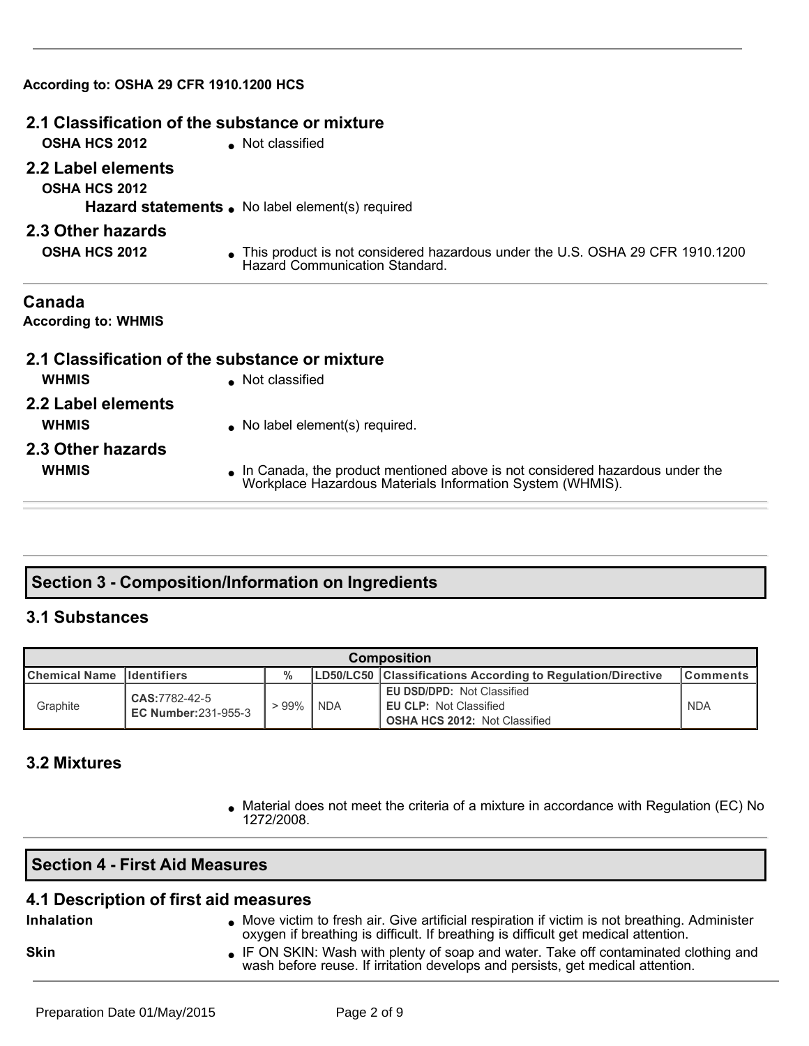**According to: OSHA 29 CFR 1910.1200 HCS**

### 2.1 Classification of the substance or mixture

**OSHA HCS 2012**
- Not classified

### 2.2 Label elements

**OSHA HCS 2012**

**Hazard statements**
- No label element(s) required

### 2.3 Other hazards

**OSHA HCS 2012**
- This product is not considered hazardous under the U.S. OSHA 29 CFR 1910.1200 Hazard Communication Standard.

## Canada

**According to: WHMIS**

### 2.1 Classification of the substance or mixture

**WHMIS**
- Not classified

### 2.2 Label elements

**WHMIS**
- No label element(s) required.

### 2.3 Other hazards

**WHMIS**
- In Canada, the product mentioned above is not considered hazardous under the Workplace Hazardous Materials Information System (WHMIS).

## Section 3 - Composition/Information on Ingredients

### 3.1 Substances

| Composition | | | | | |
|---|---|---|---|---|---|
| **Chemical Name** | **Identifiers** | **%** | **LD50/LC50** | **Classifications According to Regulation/Directive** | **Comments** |
| Graphite | **CAS:**7782-42-5<br>**EC Number:**231-955-3 | > 99% | NDA | **EU DSD/DPD:** Not Classified<br>**EU CLP:** Not Classified<br>**OSHA HCS 2012:** Not Classified | NDA |

### 3.2 Mixtures

- Material does not meet the criteria of a mixture in accordance with Regulation (EC) No 1272/2008.

## Section 4 - First Aid Measures

### 4.1 Description of first aid measures

**Inhalation**
- Move victim to fresh air. Give artificial respiration if victim is not breathing. Administer oxygen if breathing is difficult. If breathing is difficult get medical attention.

**Skin**
- IF ON SKIN: Wash with plenty of soap and water. Take off contaminated clothing and wash before reuse. If irritation develops and persists, get medical attention.

Preparation Date 01/May/2015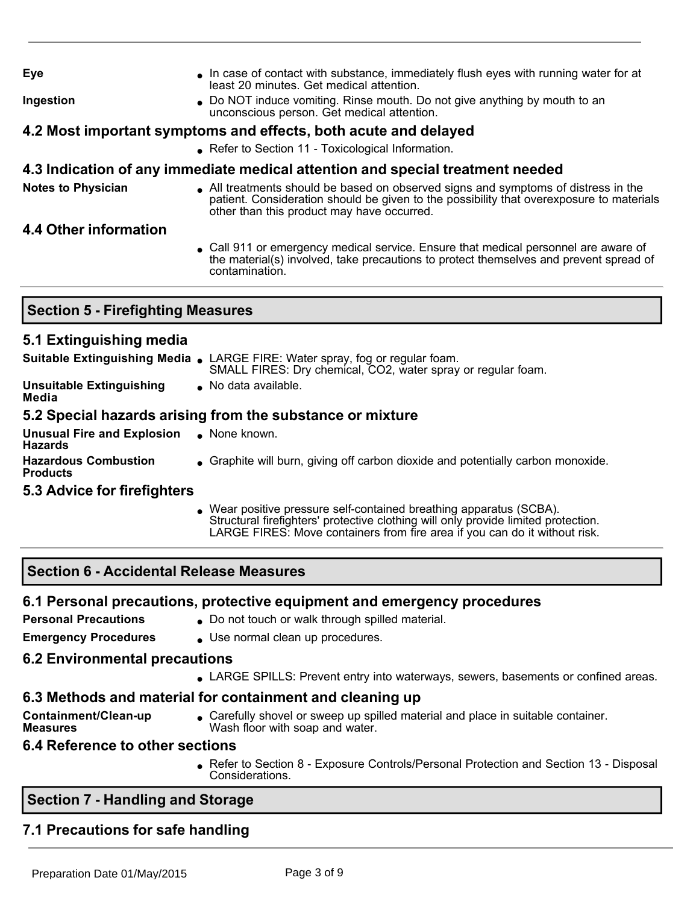**Eye** — In case of contact with substance, immediately flush eyes with running water for at least 20 minutes. Get medical attention.

**Ingestion** — Do NOT induce vomiting. Rinse mouth. Do not give anything by mouth to an unconscious person. Get medical attention.

### 4.2 Most important symptoms and effects, both acute and delayed

- Refer to Section 11 - Toxicological Information.

### 4.3 Indication of any immediate medical attention and special treatment needed

**Notes to Physician** — All treatments should be based on observed signs and symptoms of distress in the patient. Consideration should be given to the possibility that overexposure to materials other than this product may have occurred.

### 4.4 Other information

- Call 911 or emergency medical service. Ensure that medical personnel are aware of the material(s) involved, take precautions to protect themselves and prevent spread of contamination.

## Section 5 - Firefighting Measures

### 5.1 Extinguishing media

**Suitable Extinguishing Media** — LARGE FIRE: Water spray, fog or regular foam.
SMALL FIRES: Dry chemical, $CO_2$, water spray or regular foam.

**Unsuitable Extinguishing Media** — No data available.

### 5.2 Special hazards arising from the substance or mixture

**Unusual Fire and Explosion Hazards** — None known.

**Hazardous Combustion Products** — Graphite will burn, giving off carbon dioxide and potentially carbon monoxide.

### 5.3 Advice for firefighters

- Wear positive pressure self-contained breathing apparatus (SCBA).
  Structural firefighters' protective clothing will only provide limited protection.
  LARGE FIRES: Move containers from fire area if you can do it without risk.

## Section 6 - Accidental Release Measures

### 6.1 Personal precautions, protective equipment and emergency procedures

**Personal Precautions** — Do not touch or walk through spilled material.

**Emergency Procedures** — Use normal clean up procedures.

### 6.2 Environmental precautions

- LARGE SPILLS: Prevent entry into waterways, sewers, basements or confined areas.

### 6.3 Methods and material for containment and cleaning up

**Containment/Clean-up Measures** — Carefully shovel or sweep up spilled material and place in suitable container.
Wash floor with soap and water.

### 6.4 Reference to other sections

- Refer to Section 8 - Exposure Controls/Personal Protection and Section 13 - Disposal Considerations.

## Section 7 - Handling and Storage

### 7.1 Precautions for safe handling

Preparation Date 01/May/2015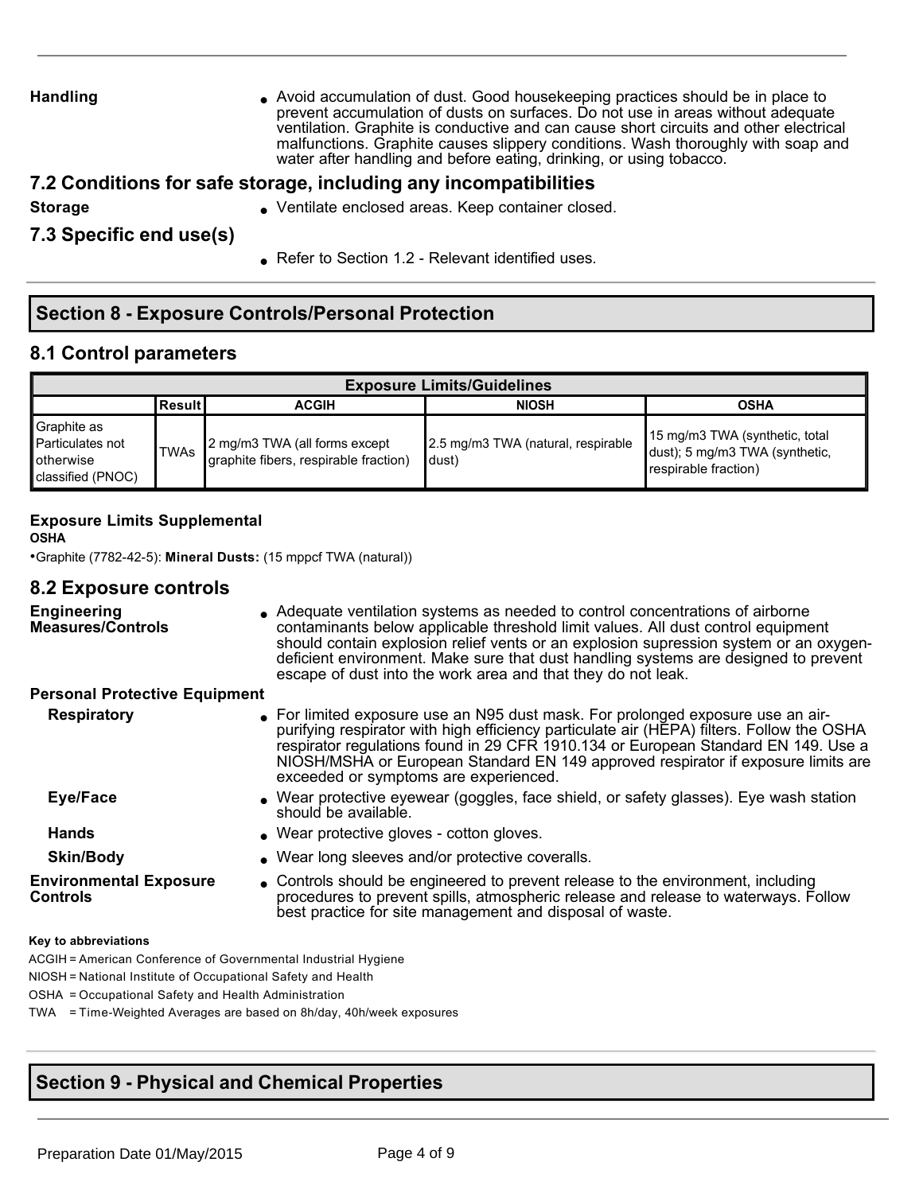**Handling**

- Avoid accumulation of dust. Good housekeeping practices should be in place to prevent accumulation of dusts on surfaces. Do not use in areas without adequate ventilation. Graphite is conductive and can cause short circuits and other electrical malfunctions. Graphite causes slippery conditions. Wash thoroughly with soap and water after handling and before eating, drinking, or using tobacco.

## 7.2 Conditions for safe storage, including any incompatibilities

**Storage**

- Ventilate enclosed areas. Keep container closed.

## 7.3 Specific end use(s)

- Refer to Section 1.2 - Relevant identified uses.

# Section 8 - Exposure Controls/Personal Protection

## 8.1 Control parameters

| Exposure Limits/Guidelines | | | | |
|---|---|---|---|---|
| | Result | ACGIH | NIOSH | OSHA |
| Graphite as Particulates not otherwise classified (PNOC) | TWAs | 2 mg/m3 TWA (all forms except graphite fibers, respirable fraction) | 2.5 mg/m3 TWA (natural, respirable dust) | 15 mg/m3 TWA (synthetic, total dust); 5 mg/m3 TWA (synthetic, respirable fraction) |

**Exposure Limits Supplemental**

**OSHA**

- Graphite (7782-42-5): **Mineral Dusts:** (15 mppcf TWA (natural))

## 8.2 Exposure controls

**Engineering Measures/Controls**

- Adequate ventilation systems as needed to control concentrations of airborne contaminants below applicable threshold limit values. All dust control equipment should contain explosion relief vents or an explosion supression system or an oxygen-deficient environment. Make sure that dust handling systems are designed to prevent escape of dust into the work area and that they do not leak.

**Personal Protective Equipment**

**Respiratory**

- For limited exposure use an N95 dust mask. For prolonged exposure use an air-purifying respirator with high efficiency particulate air (HEPA) filters. Follow the OSHA respirator regulations found in 29 CFR 1910.134 or European Standard EN 149. Use a NIOSH/MSHA or European Standard EN 149 approved respirator if exposure limits are exceeded or symptoms are experienced.

**Eye/Face**

- Wear protective eyewear (goggles, face shield, or safety glasses). Eye wash station should be available.

**Hands**

- Wear protective gloves - cotton gloves.

**Skin/Body**

- Wear long sleeves and/or protective coveralls.

**Environmental Exposure Controls**

- Controls should be engineered to prevent release to the environment, including procedures to prevent spills, atmospheric release and release to waterways. Follow best practice for site management and disposal of waste.

**Key to abbreviations**

ACGIH = American Conference of Governmental Industrial Hygiene

NIOSH = National Institute of Occupational Safety and Health

OSHA = Occupational Safety and Health Administration

TWA = Time-Weighted Averages are based on 8h/day, 40h/week exposures

# Section 9 - Physical and Chemical Properties

Preparation Date 01/May/2015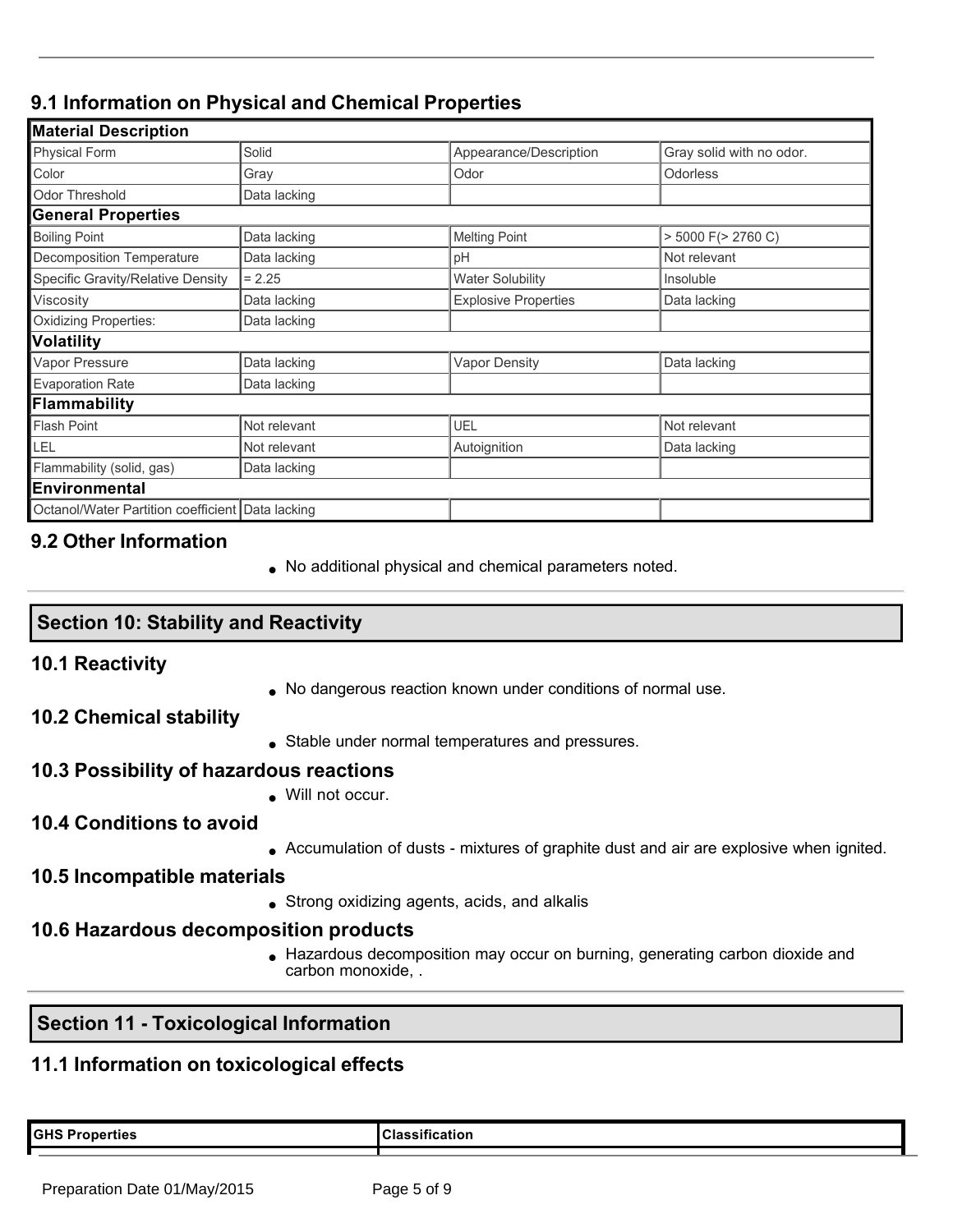## 9.1 Information on Physical and Chemical Properties

| Material Description | | | |
|---|---|---|---|
| Physical Form | Solid | Appearance/Description | Gray solid with no odor. |
| Color | Gray | Odor | Odorless |
| Odor Threshold | Data lacking | | |
| **General Properties** | | | |
| Boiling Point | Data lacking | Melting Point | > 5000 F(> 2760 C) |
| Decomposition Temperature | Data lacking | pH | Not relevant |
| Specific Gravity/Relative Density | = 2.25 | Water Solubility | Insoluble |
| Viscosity | Data lacking | Explosive Properties | Data lacking |
| Oxidizing Properties: | Data lacking | | |
| **Volatility** | | | |
| Vapor Pressure | Data lacking | Vapor Density | Data lacking |
| Evaporation Rate | Data lacking | | |
| **Flammability** | | | |
| Flash Point | Not relevant | UEL | Not relevant |
| LEL | Not relevant | Autoignition | Data lacking |
| Flammability (solid, gas) | Data lacking | | |
| **Environmental** | | | |
| Octanol/Water Partition coefficient | Data lacking | | |

## 9.2 Other Information

- No additional physical and chemical parameters noted.

# Section 10: Stability and Reactivity

## 10.1 Reactivity

- No dangerous reaction known under conditions of normal use.

## 10.2 Chemical stability

- Stable under normal temperatures and pressures.

## 10.3 Possibility of hazardous reactions

- Will not occur.

## 10.4 Conditions to avoid

- Accumulation of dusts - mixtures of graphite dust and air are explosive when ignited.

## 10.5 Incompatible materials

- Strong oxidizing agents, acids, and alkalis

## 10.6 Hazardous decomposition products

- Hazardous decomposition may occur on burning, generating carbon dioxide and carbon monoxide, .

# Section 11 - Toxicological Information

## 11.1 Information on toxicological effects

| GHS Properties | Classification |
|---|---|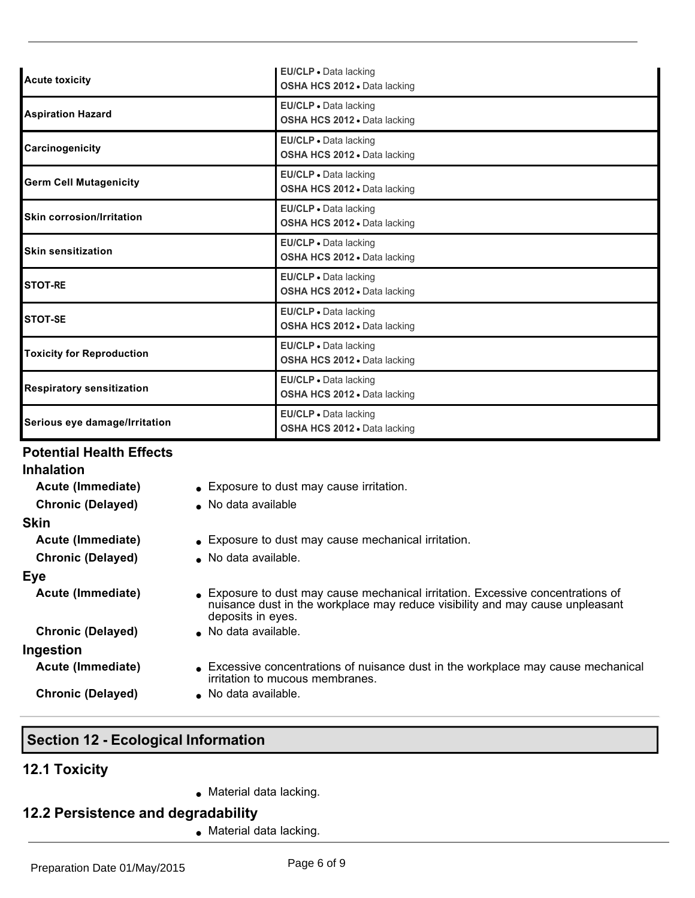| | |
|---|---|
| **Acute toxicity** | **EU/CLP** • Data lacking<br>**OSHA HCS 2012** • Data lacking |
| **Aspiration Hazard** | **EU/CLP** • Data lacking<br>**OSHA HCS 2012** • Data lacking |
| **Carcinogenicity** | **EU/CLP** • Data lacking<br>**OSHA HCS 2012** • Data lacking |
| **Germ Cell Mutagenicity** | **EU/CLP** • Data lacking<br>**OSHA HCS 2012** • Data lacking |
| **Skin corrosion/Irritation** | **EU/CLP** • Data lacking<br>**OSHA HCS 2012** • Data lacking |
| **Skin sensitization** | **EU/CLP** • Data lacking<br>**OSHA HCS 2012** • Data lacking |
| **STOT-RE** | **EU/CLP** • Data lacking<br>**OSHA HCS 2012** • Data lacking |
| **STOT-SE** | **EU/CLP** • Data lacking<br>**OSHA HCS 2012** • Data lacking |
| **Toxicity for Reproduction** | **EU/CLP** • Data lacking<br>**OSHA HCS 2012** • Data lacking |
| **Respiratory sensitization** | **EU/CLP** • Data lacking<br>**OSHA HCS 2012** • Data lacking |
| **Serious eye damage/Irritation** | **EU/CLP** • Data lacking<br>**OSHA HCS 2012** • Data lacking |

### Potential Health Effects

#### Inhalation

**Acute (Immediate)**
- Exposure to dust may cause irritation.

**Chronic (Delayed)**
- No data available

#### Skin

**Acute (Immediate)**
- Exposure to dust may cause mechanical irritation.

**Chronic (Delayed)**
- No data available.

#### Eye

**Acute (Immediate)**
- Exposure to dust may cause mechanical irritation. Excessive concentrations of nuisance dust in the workplace may reduce visibility and may cause unpleasant deposits in eyes.

**Chronic (Delayed)**
- No data available.

#### Ingestion

**Acute (Immediate)**
- Excessive concentrations of nuisance dust in the workplace may cause mechanical irritation to mucous membranes.

**Chronic (Delayed)**
- No data available.

## Section 12 - Ecological Information

### 12.1 Toxicity

- Material data lacking.

### 12.2 Persistence and degradability

- Material data lacking.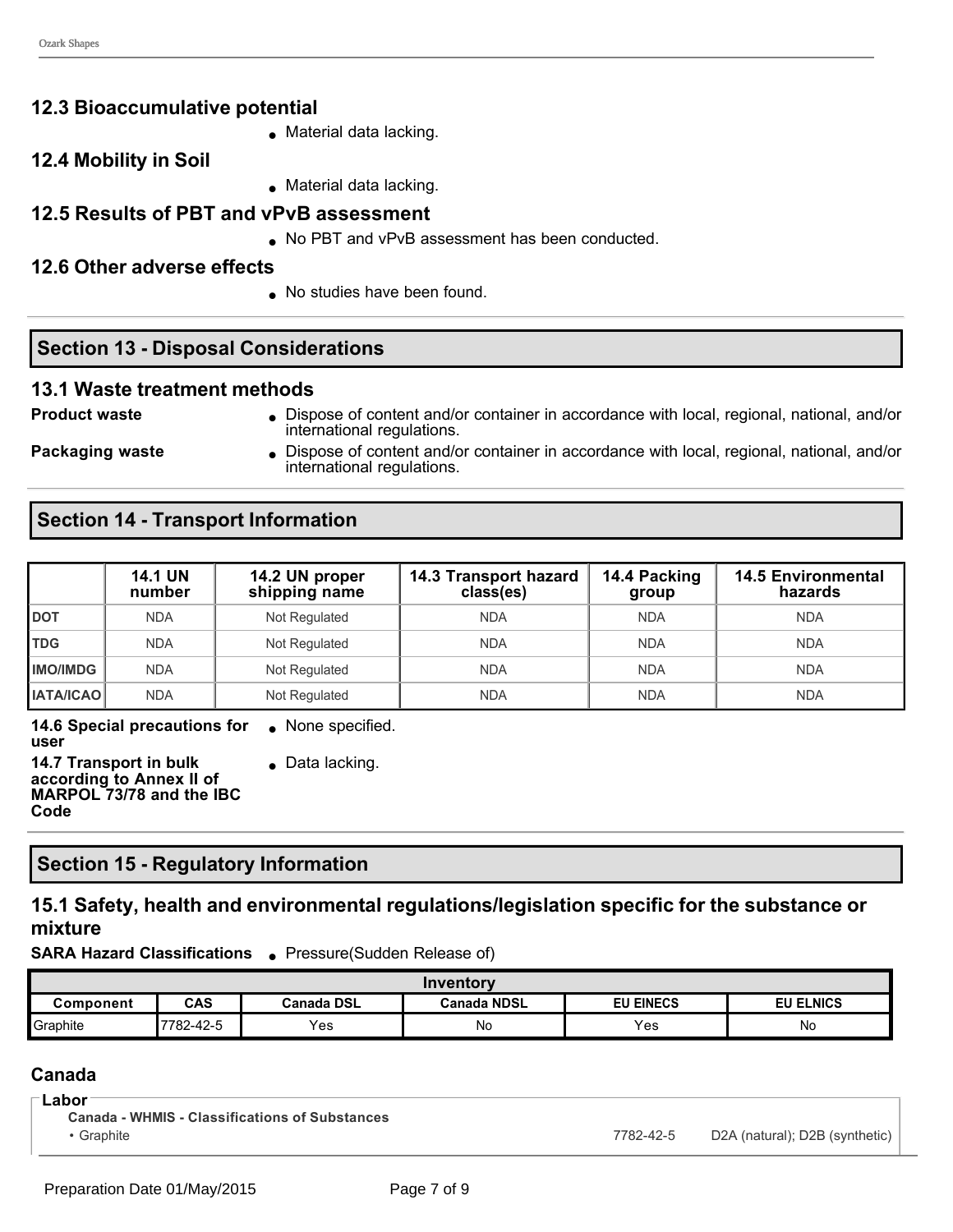### 12.3 Bioaccumulative potential

- Material data lacking.

### 12.4 Mobility in Soil

- Material data lacking.

### 12.5 Results of PBT and vPvB assessment

- No PBT and vPvB assessment has been conducted.

### 12.6 Other adverse effects

- No studies have been found.

## Section 13 - Disposal Considerations

### 13.1 Waste treatment methods

**Product waste**
- Dispose of content and/or container in accordance with local, regional, national, and/or international regulations.

**Packaging waste**
- Dispose of content and/or container in accordance with local, regional, national, and/or international regulations.

## Section 14 - Transport Information

| | 14.1 UN number | 14.2 UN proper shipping name | 14.3 Transport hazard class(es) | 14.4 Packing group | 14.5 Environmental hazards |
|---|---|---|---|---|---|
| **DOT** | NDA | Not Regulated | NDA | NDA | NDA |
| **TDG** | NDA | Not Regulated | NDA | NDA | NDA |
| **IMO/IMDG** | NDA | Not Regulated | NDA | NDA | NDA |
| **IATA/ICAO** | NDA | Not Regulated | NDA | NDA | NDA |

**14.6 Special precautions for user**
- None specified.

**14.7 Transport in bulk according to Annex II of MARPOL 73/78 and the IBC Code**
- Data lacking.

## Section 15 - Regulatory Information

### 15.1 Safety, health and environmental regulations/legislation specific for the substance or mixture

**SARA Hazard Classifications**
- Pressure(Sudden Release of)

| Inventory | | | | | |
|---|---|---|---|---|---|
| **Component** | **CAS** | **Canada DSL** | **Canada NDSL** | **EU EINECS** | **EU ELNICS** |
| Graphite | 7782-42-5 | Yes | No | Yes | No |

### Canada

**Labor**

**Canada - WHMIS - Classifications of Substances**

| Substance | CAS | Classification |
|---|---|---|
| Graphite | 7782-42-5 | D2A (natural); D2B (synthetic) |

Preparation Date 01/May/2015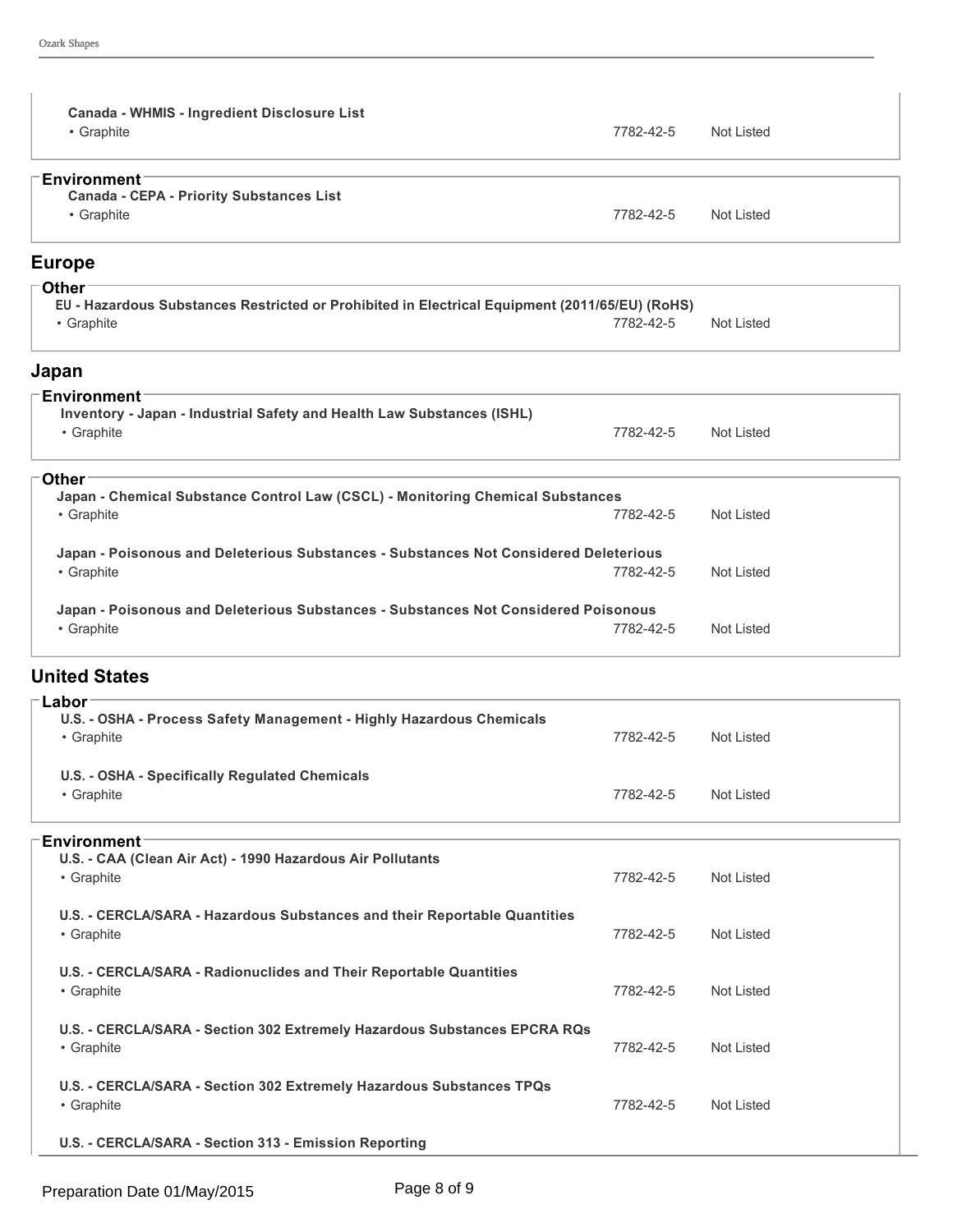| Canada - WHMIS - Ingredient Disclosure List | | |
|---|---|---|
| • Graphite | 7782-42-5 | Not Listed |

**Environment**

| Canada - CEPA - Priority Substances List | | |
|---|---|---|
| • Graphite | 7782-42-5 | Not Listed |

## Europe

**Other**

| EU - Hazardous Substances Restricted or Prohibited in Electrical Equipment (2011/65/EU) (RoHS) | | |
|---|---|---|
| • Graphite | 7782-42-5 | Not Listed |

## Japan

**Environment**

| Inventory - Japan - Industrial Safety and Health Law Substances (ISHL) | | |
|---|---|---|
| • Graphite | 7782-42-5 | Not Listed |

**Other**

| Japan - Chemical Substance Control Law (CSCL) - Monitoring Chemical Substances | | |
|---|---|---|
| • Graphite | 7782-42-5 | Not Listed |
| **Japan - Poisonous and Deleterious Substances - Substances Not Considered Deleterious** | | |
| • Graphite | 7782-42-5 | Not Listed |
| **Japan - Poisonous and Deleterious Substances - Substances Not Considered Poisonous** | | |
| • Graphite | 7782-42-5 | Not Listed |

## United States

**Labor**

| U.S. - OSHA - Process Safety Management - Highly Hazardous Chemicals | | |
|---|---|---|
| • Graphite | 7782-42-5 | Not Listed |
| **U.S. - OSHA - Specifically Regulated Chemicals** | | |
| • Graphite | 7782-42-5 | Not Listed |

**Environment**

| U.S. - CAA (Clean Air Act) - 1990 Hazardous Air Pollutants | | |
|---|---|---|
| • Graphite | 7782-42-5 | Not Listed |
| **U.S. - CERCLA/SARA - Hazardous Substances and their Reportable Quantities** | | |
| • Graphite | 7782-42-5 | Not Listed |
| **U.S. - CERCLA/SARA - Radionuclides and Their Reportable Quantities** | | |
| • Graphite | 7782-42-5 | Not Listed |
| **U.S. - CERCLA/SARA - Section 302 Extremely Hazardous Substances EPCRA RQs** | | |
| • Graphite | 7782-42-5 | Not Listed |
| **U.S. - CERCLA/SARA - Section 302 Extremely Hazardous Substances TPQs** | | |
| • Graphite | 7782-42-5 | Not Listed |
| **U.S. - CERCLA/SARA - Section 313 - Emission Reporting** | | |

Preparation Date 01/May/2015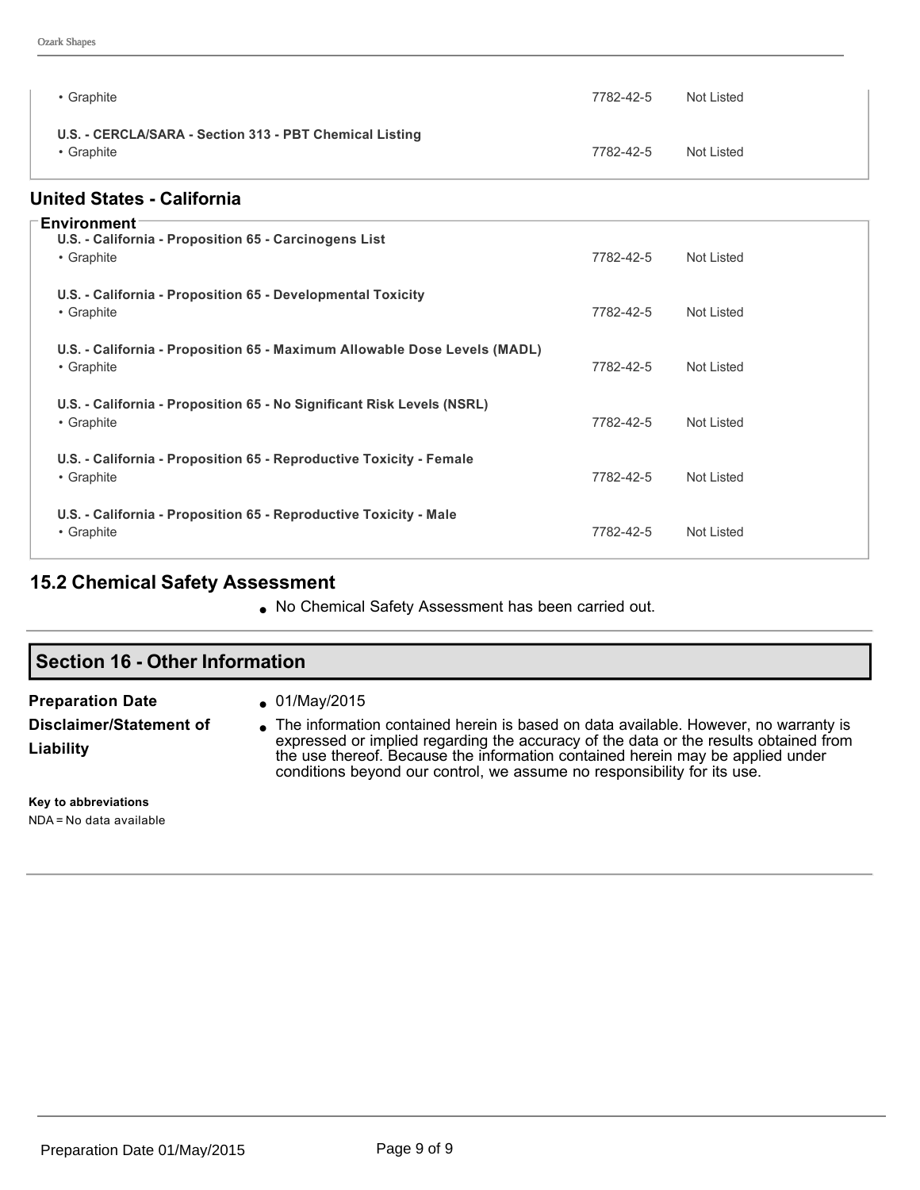| | | |
|---|---|---|
| • Graphite | 7782-42-5 | Not Listed |
| **U.S. - CERCLA/SARA - Section 313 - PBT Chemical Listing** | | |
| • Graphite | 7782-42-5 | Not Listed |

### United States - California

| Environment | | |
|---|---|---|
| **U.S. - California - Proposition 65 - Carcinogens List** | | |
| • Graphite | 7782-42-5 | Not Listed |
| **U.S. - California - Proposition 65 - Developmental Toxicity** | | |
| • Graphite | 7782-42-5 | Not Listed |
| **U.S. - California - Proposition 65 - Maximum Allowable Dose Levels (MADL)** | | |
| • Graphite | 7782-42-5 | Not Listed |
| **U.S. - California - Proposition 65 - No Significant Risk Levels (NSRL)** | | |
| • Graphite | 7782-42-5 | Not Listed |
| **U.S. - California - Proposition 65 - Reproductive Toxicity - Female** | | |
| • Graphite | 7782-42-5 | Not Listed |
| **U.S. - California - Proposition 65 - Reproductive Toxicity - Male** | | |
| • Graphite | 7782-42-5 | Not Listed |

### 15.2 Chemical Safety Assessment

- No Chemical Safety Assessment has been carried out.

## Section 16 - Other Information

**Preparation Date**
- 01/May/2015

**Disclaimer/Statement of Liability**
- The information contained herein is based on data available. However, no warranty is expressed or implied regarding the accuracy of the data or the results obtained from the use thereof. Because the information contained herein may be applied under conditions beyond our control, we assume no responsibility for its use.

**Key to abbreviations**

NDA = No data available